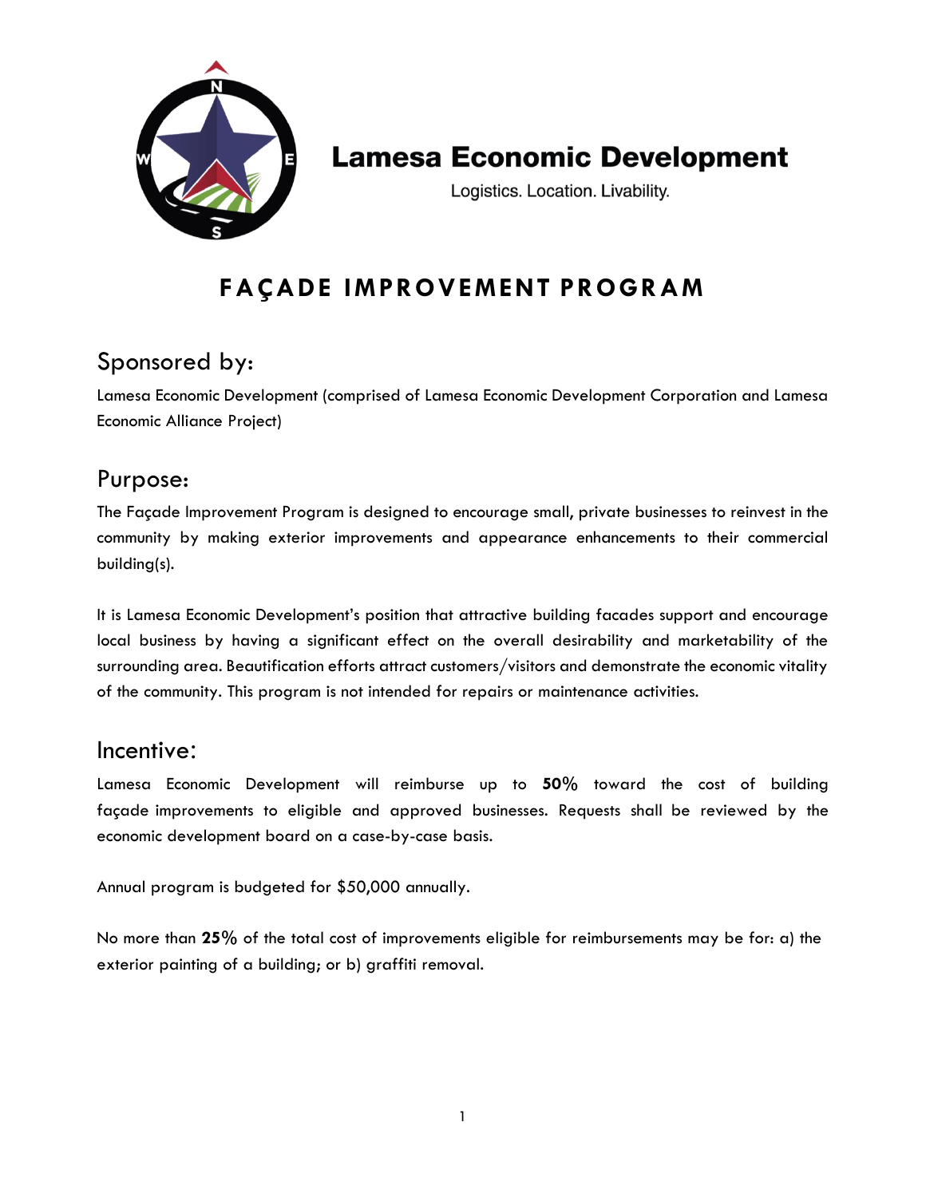# Lamesa Economic Development

Logistics. Location. Livability.

# FAÇADE IMPROVEMENT PROGRAM

## Sponsored by:

Lamesa Economic Development (comprised of Lamesa Economic Development Corporation and Lamesa Economic Alliance Project)

## Purpose:

The Façade Improvement Program is designed to encourage small, private businesses to reinvest in the community by making exterior improvements and appearance enhancements to their commercial building(s).

It is Lamesa Economic Development's position that attractive building facades support and encourage local business by having a significant effect on the overall desirability and marketability of the surrounding area. Beautification efforts attract customers/visitors and demonstrate the economic vitality of the community. This program is not intended for repairs or maintenance activities.

## Incentive:

Lamesa Economic Development will reimburse up to **50%** toward the cost of building façade improvements to eligible and approved businesses. Requests shall be reviewed by the economic development board on a case-by-case basis.

Annual program is budgeted for $50,000 annually.

No more than **25%** of the total cost of improvements eligible for reimbursements may be for: a) the exterior painting of a building; or b) graffiti removal.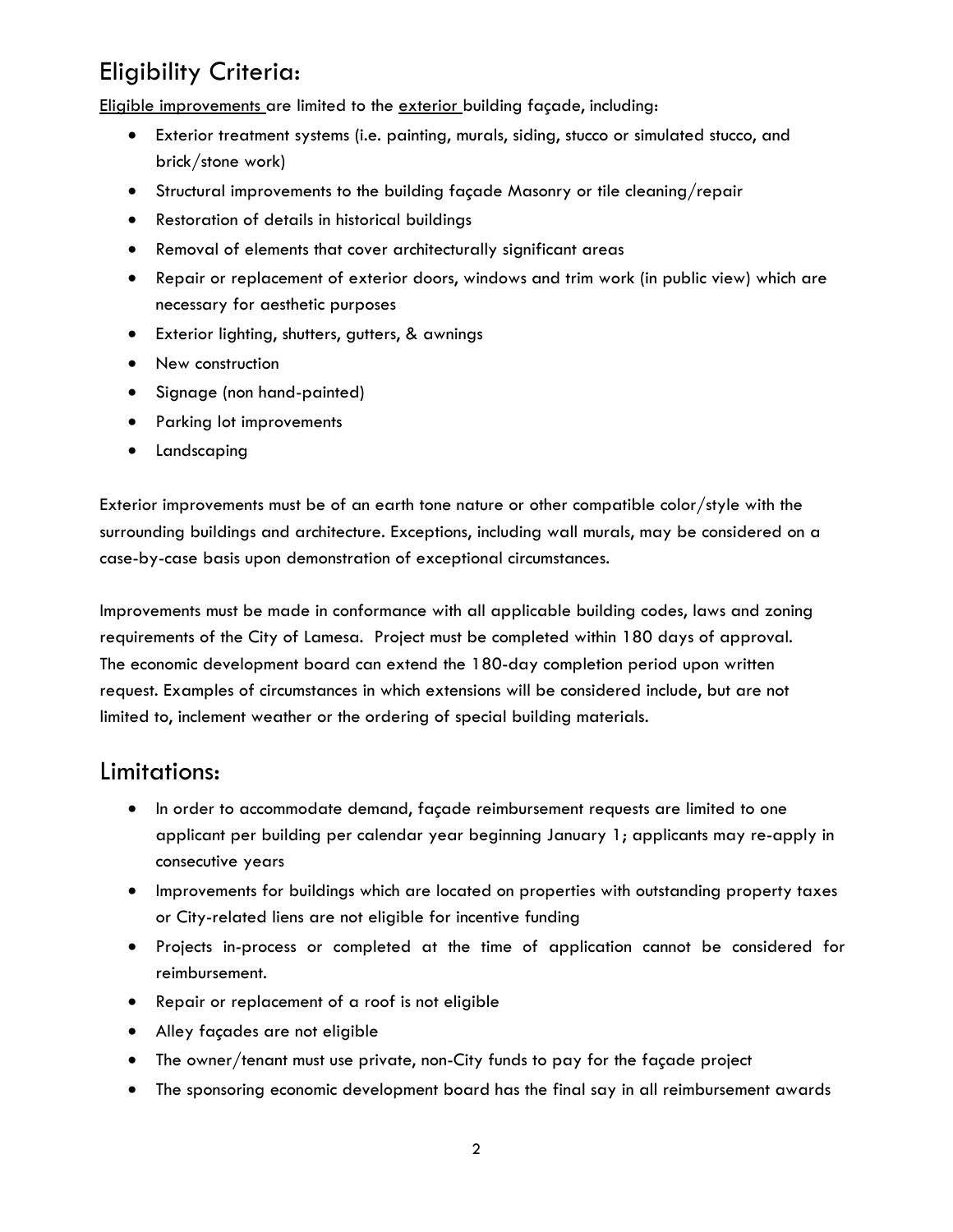## Eligibility Criteria:

Eligible improvements are limited to the exterior building façade, including:

- Exterior treatment systems (i.e. painting, murals, siding, stucco or simulated stucco, and brick/stone work)
- Structural improvements to the building façade Masonry or tile cleaning/repair
- Restoration of details in historical buildings
- Removal of elements that cover architecturally significant areas
- Repair or replacement of exterior doors, windows and trim work (in public view) which are necessary for aesthetic purposes
- Exterior lighting, shutters, gutters, & awnings
- New construction
- Signage (non hand-painted)
- Parking lot improvements
- Landscaping

Exterior improvements must be of an earth tone nature or other compatible color/style with the surrounding buildings and architecture. Exceptions, including wall murals, may be considered on a case-by-case basis upon demonstration of exceptional circumstances.

Improvements must be made in conformance with all applicable building codes, laws and zoning requirements of the City of Lamesa. Project must be completed within 180 days of approval. The economic development board can extend the 180-day completion period upon written request. Examples of circumstances in which extensions will be considered include, but are not limited to, inclement weather or the ordering of special building materials.

## Limitations:

- In order to accommodate demand, façade reimbursement requests are limited to one applicant per building per calendar year beginning January 1; applicants may re-apply in consecutive years
- Improvements for buildings which are located on properties with outstanding property taxes or City-related liens are not eligible for incentive funding
- Projects in-process or completed at the time of application cannot be considered for reimbursement.
- Repair or replacement of a roof is not eligible
- Alley façades are not eligible
- The owner/tenant must use private, non-City funds to pay for the façade project
- The sponsoring economic development board has the final say in all reimbursement awards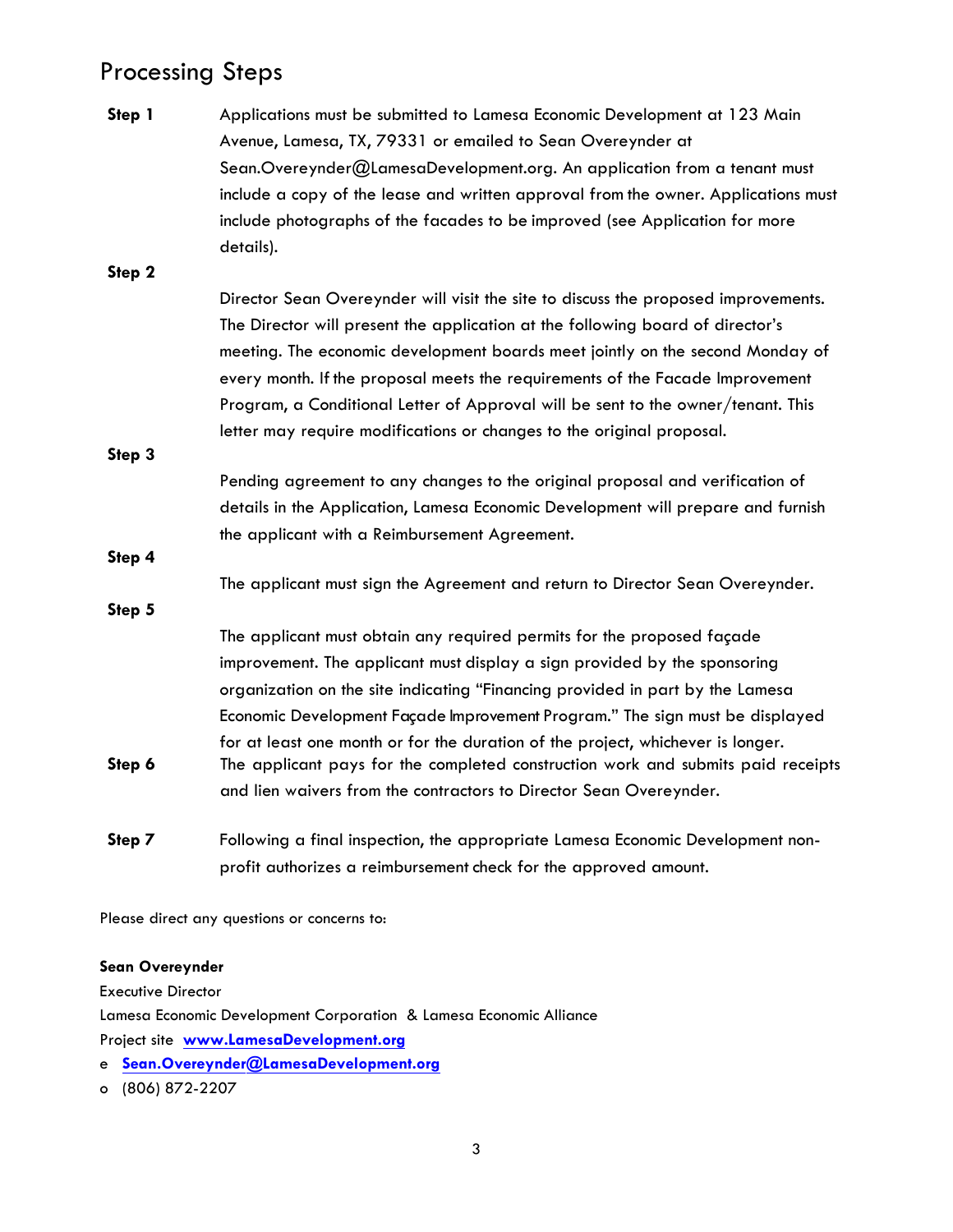## Processing Steps

**Step 1** Applications must be submitted to Lamesa Economic Development at 123 Main Avenue, Lamesa, TX, 79331 or emailed to Sean Overeynder at Sean.Overeynder@LamesaDevelopment.org. An application from a tenant must include a copy of the lease and written approval from the owner. Applications must include photographs of the facades to be improved (see Application for more details).

**Step 2** Director Sean Overeynder will visit the site to discuss the proposed improvements. The Director will present the application at the following board of director's meeting. The economic development boards meet jointly on the second Monday of every month. If the proposal meets the requirements of the Facade Improvement Program, a Conditional Letter of Approval will be sent to the owner/tenant. This letter may require modifications or changes to the original proposal.

**Step 3** Pending agreement to any changes to the original proposal and verification of details in the Application, Lamesa Economic Development will prepare and furnish the applicant with a Reimbursement Agreement.

**Step 4** The applicant must sign the Agreement and return to Director Sean Overeynder.

**Step 5** The applicant must obtain any required permits for the proposed façade improvement. The applicant must display a sign provided by the sponsoring organization on the site indicating "Financing provided in part by the Lamesa Economic Development Façade Improvement Program." The sign must be displayed for at least one month or for the duration of the project, whichever is longer.

**Step 6** The applicant pays for the completed construction work and submits paid receipts and lien waivers from the contractors to Director Sean Overeynder.

**Step 7** Following a final inspection, the appropriate Lamesa Economic Development non-profit authorizes a reimbursement check for the approved amount.

Please direct any questions or concerns to:

**Sean Overeynder**
Executive Director
Lamesa Economic Development Corporation & Lamesa Economic Alliance
Project site **www.LamesaDevelopment.org**
e **Sean.Overeynder@LamesaDevelopment.org**
o (806) 872-2207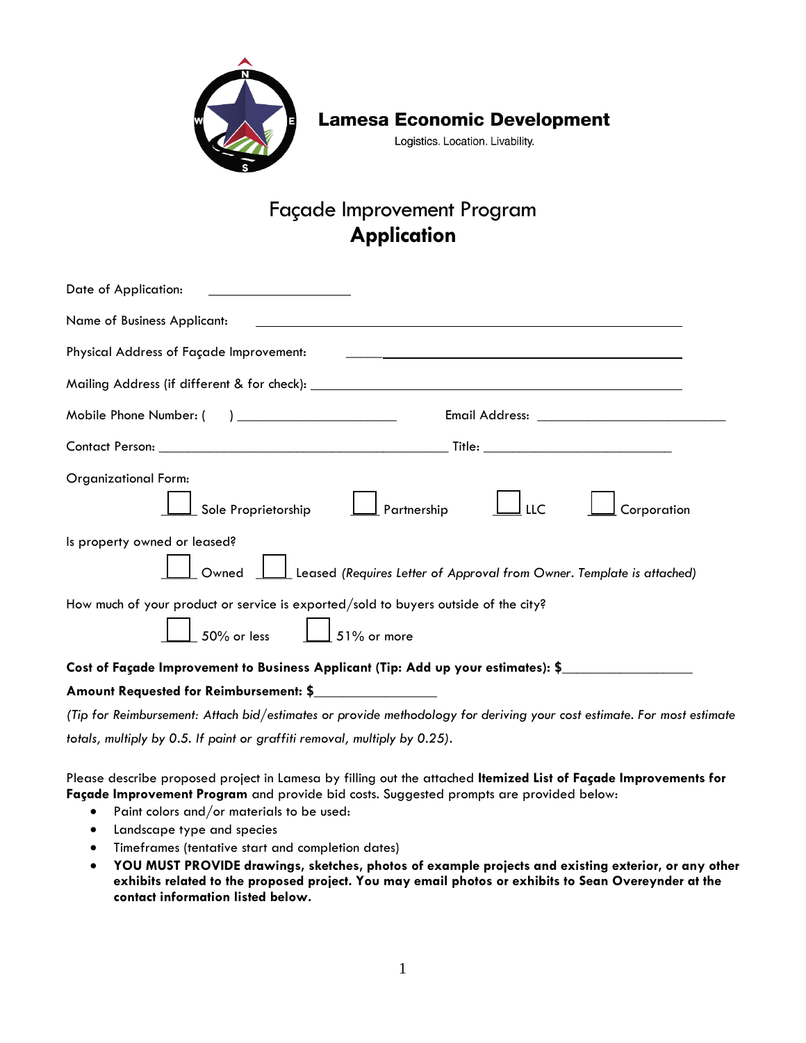**Lamesa Economic Development**

Logistics. Location. Livability.

# Façade Improvement Program
## Application

Date of Application: ____________________

Name of Business Applicant: ____________________________________________________________

Physical Address of Façade Improvement: ____________________________________________

Mailing Address (if different & for check): ____________________________________________

Mobile Phone Number: (    ) ______________________ Email Address: ___________________________

Contact Person: ________________________________________ Title: __________________________

Organizational Form:

☐ Sole Proprietorship ☐ Partnership ☐ LLC ☐ Corporation

Is property owned or leased?

☐ Owned ☐ Leased *(Requires Letter of Approval from Owner. Template is attached)*

How much of your product or service is exported/sold to buyers outside of the city?

☐ 50% or less ☐ 51% or more

**Cost of Façade Improvement to Business Applicant (Tip: Add up your estimates): $__________________**

**Amount Requested for Reimbursement: $_________________**

*(Tip for Reimbursement: Attach bid/estimates or provide methodology for deriving your cost estimate. For most estimate totals, multiply by 0.5. If paint or graffiti removal, multiply by 0.25).*

Please describe proposed project in Lamesa by filling out the attached **Itemized List of Façade Improvements for Façade Improvement Program** and provide bid costs. Suggested prompts are provided below:

- Paint colors and/or materials to be used:
- Landscape type and species
- Timeframes (tentative start and completion dates)
- **YOU MUST PROVIDE drawings, sketches, photos of example projects and existing exterior, or any other exhibits related to the proposed project. You may email photos or exhibits to Sean Overeynder at the contact information listed below.**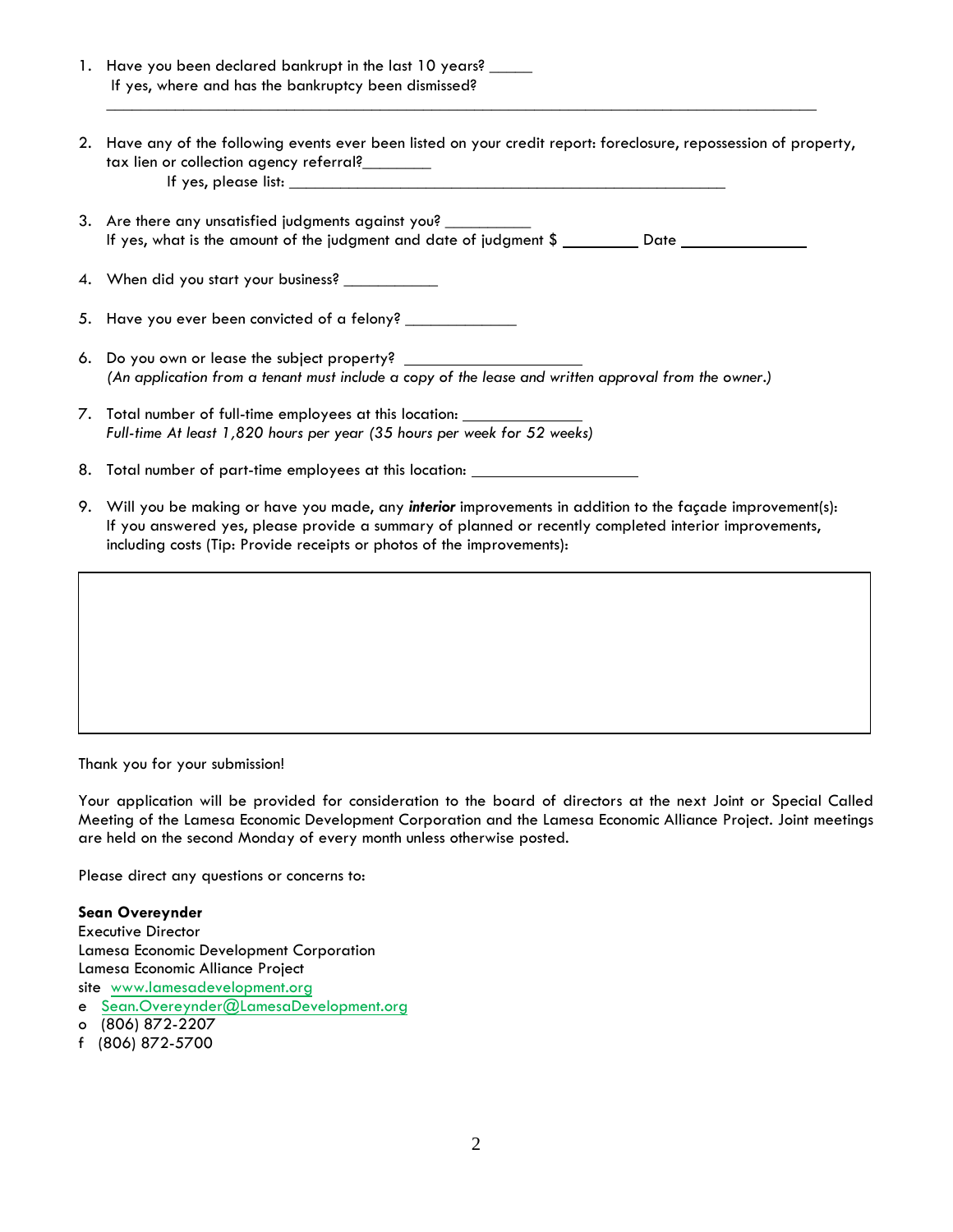1. Have you been declared bankrupt in the last 10 years? _____
   If yes, where and has the bankruptcy been dismissed?
   ________________________________________________________________________________________

2. Have any of the following events ever been listed on your credit report: foreclosure, repossession of property, tax lien or collection agency referral?________
   If yes, please list: ______________________________________________________

3. Are there any unsatisfied judgments against you? __________
   If yes, what is the amount of the judgment and date of judgment $ _________ Date _______________

4. When did you start your business? ___________

5. Have you ever been convicted of a felony? _____________

6. Do you own or lease the subject property? ______________________
   *(An application from a tenant must include a copy of the lease and written approval from the owner.)*

7. Total number of full-time employees at this location: ______________
   *Full-time At least 1,820 hours per year (35 hours per week for 52 weeks)*

8. Total number of part-time employees at this location: ____________________

9. Will you be making or have you made, any ***interior*** improvements in addition to the façade improvement(s): If you answered yes, please provide a summary of planned or recently completed interior improvements, including costs (Tip: Provide receipts or photos of the improvements):

|   |
|---|
|   |

Thank you for your submission!

Your application will be provided for consideration to the board of directors at the next Joint or Special Called Meeting of the Lamesa Economic Development Corporation and the Lamesa Economic Alliance Project. Joint meetings are held on the second Monday of every month unless otherwise posted.

Please direct any questions or concerns to:

**Sean Overeynder**
Executive Director
Lamesa Economic Development Corporation
Lamesa Economic Alliance Project
site www.lamesadevelopment.org
e Sean.Overeynder@LamesaDevelopment.org
o (806) 872-2207
f (806) 872-5700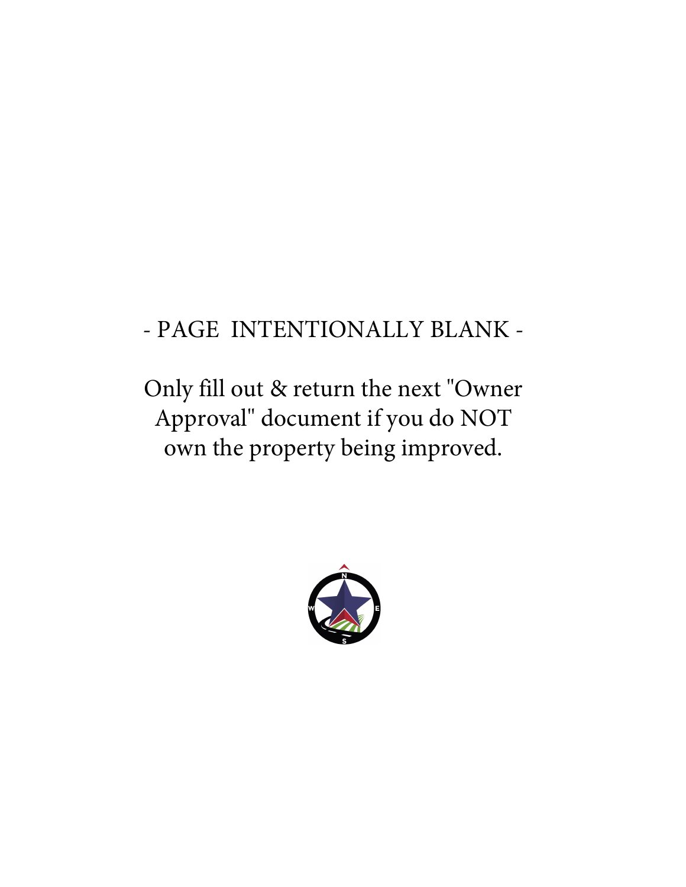- PAGE INTENTIONALLY BLANK -

Only fill out & return the next "Owner Approval" document if you do NOT own the property being improved.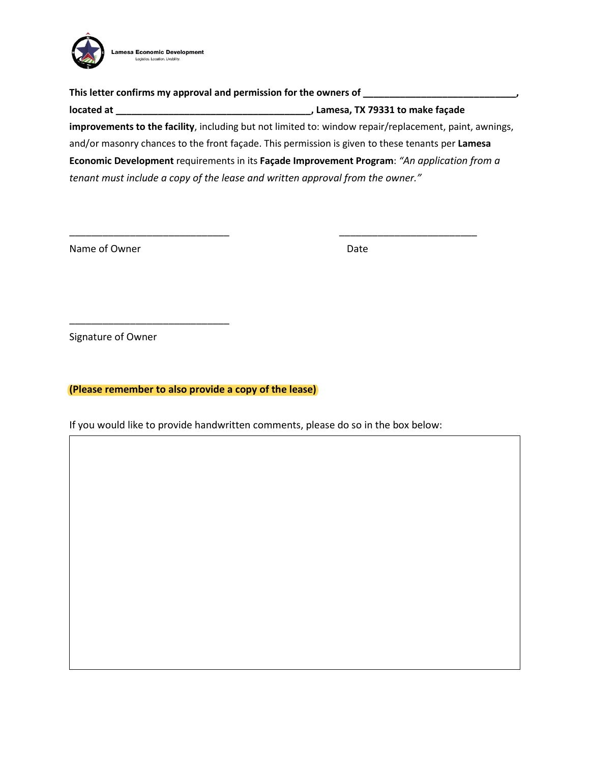Lamesa Economic Development
Logistics. Location. Livability.

**This letter confirms my approval and permission for the owners of \_\_\_\_\_\_\_\_\_\_\_\_\_\_\_\_\_\_\_\_\_\_\_\_\_\_\_\_\_\_, located at \_\_\_\_\_\_\_\_\_\_\_\_\_\_\_\_\_\_\_\_\_\_\_\_\_\_\_\_\_\_\_\_\_\_\_\_\_\_\_, Lamesa, TX 79331 to make façade improvements to the facility**, including but not limited to: window repair/replacement, paint, awnings, and/or masonry chances to the front façade. This permission is given to these tenants per **Lamesa Economic Development** requirements in its **Façade Improvement Program**: *"An application from a tenant must include a copy of the lease and written approval from the owner."*

\_\_\_\_\_\_\_\_\_\_\_\_\_\_\_\_\_\_\_\_\_\_\_\_\_\_\_\_\_\_\_\_ \_\_\_\_\_\_\_\_\_\_\_\_\_\_\_\_\_\_\_\_\_\_\_\_\_\_\_\_

Name of Owner Date

\_\_\_\_\_\_\_\_\_\_\_\_\_\_\_\_\_\_\_\_\_\_\_\_\_\_\_\_\_\_\_\_

Signature of Owner

**(Please remember to also provide a copy of the lease)**

If you would like to provide handwritten comments, please do so in the box below: